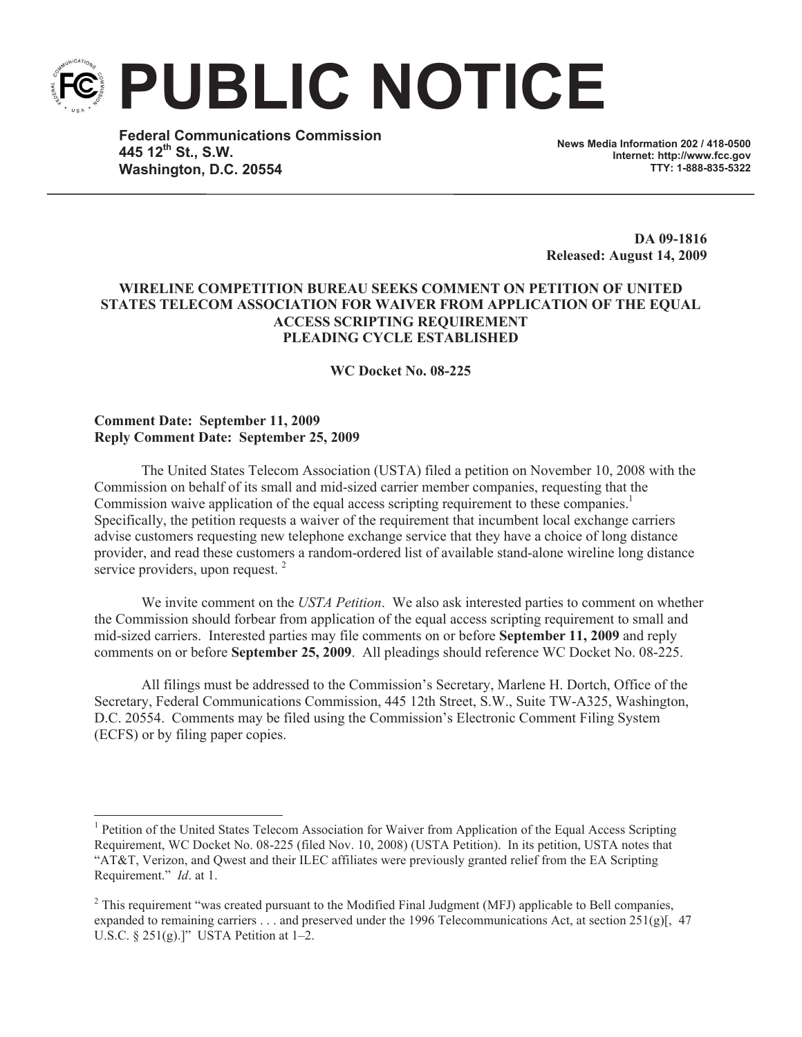# PUBLIC NOTICE

**Federal Communications Commission**
**445 12th St., S.W.**
**Washington, D.C. 20554**

**News Media Information 202 / 418-0500**
**Internet: http://www.fcc.gov**
**TTY: 1-888-835-5322**

**DA 09-1816**
**Released: August 14, 2009**

**WIRELINE COMPETITION BUREAU SEEKS COMMENT ON PETITION OF UNITED STATES TELECOM ASSOCIATION FOR WAIVER FROM APPLICATION OF THE EQUAL ACCESS SCRIPTING REQUIREMENT**
**PLEADING CYCLE ESTABLISHED**

**WC Docket No. 08-225**

**Comment Date: September 11, 2009**
**Reply Comment Date: September 25, 2009**

The United States Telecom Association (USTA) filed a petition on November 10, 2008 with the Commission on behalf of its small and mid-sized carrier member companies, requesting that the Commission waive application of the equal access scripting requirement to these companies.[1] Specifically, the petition requests a waiver of the requirement that incumbent local exchange carriers advise customers requesting new telephone exchange service that they have a choice of long distance provider, and read these customers a random-ordered list of available stand-alone wireline long distance service providers, upon request.[2]

We invite comment on the *USTA Petition*. We also ask interested parties to comment on whether the Commission should forbear from application of the equal access scripting requirement to small and mid-sized carriers. Interested parties may file comments on or before **September 11, 2009** and reply comments on or before **September 25, 2009**. All pleadings should reference WC Docket No. 08-225.

All filings must be addressed to the Commission's Secretary, Marlene H. Dortch, Office of the Secretary, Federal Communications Commission, 445 12th Street, S.W., Suite TW-A325, Washington, D.C. 20554. Comments may be filed using the Commission's Electronic Comment Filing System (ECFS) or by filing paper copies.

---

[1] Petition of the United States Telecom Association for Waiver from Application of the Equal Access Scripting Requirement, WC Docket No. 08-225 (filed Nov. 10, 2008) (USTA Petition). In its petition, USTA notes that "AT&T, Verizon, and Qwest and their ILEC affiliates were previously granted relief from the EA Scripting Requirement." *Id*. at 1.

[2] This requirement "was created pursuant to the Modified Final Judgment (MFJ) applicable to Bell companies, expanded to remaining carriers . . . and preserved under the 1996 Telecommunications Act, at section 251(g)[, 47 U.S.C. § 251(g).]" USTA Petition at 1–2.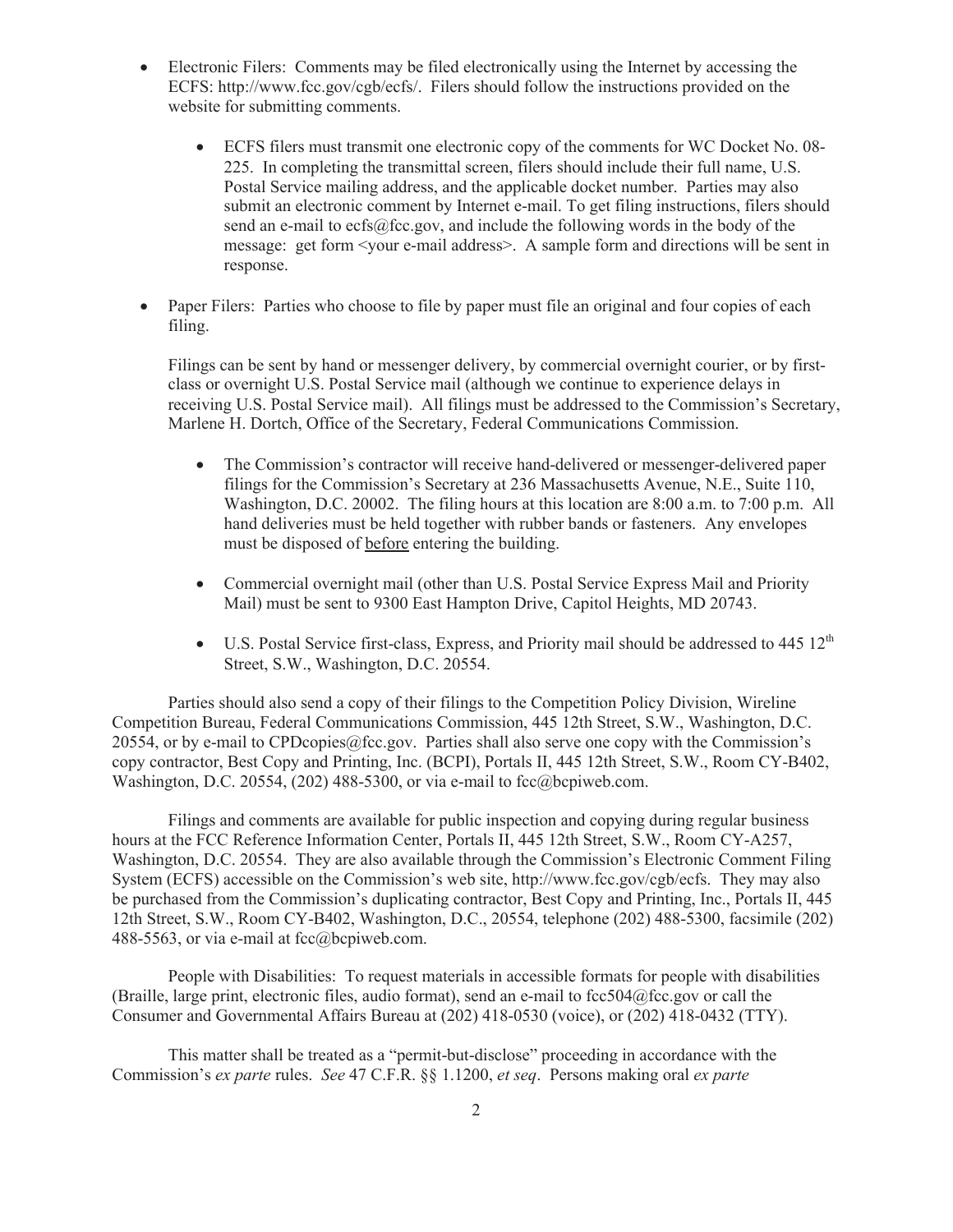- Electronic Filers: Comments may be filed electronically using the Internet by accessing the ECFS: http://www.fcc.gov/cgb/ecfs/. Filers should follow the instructions provided on the website for submitting comments.

    - ECFS filers must transmit one electronic copy of the comments for WC Docket No. 08-225. In completing the transmittal screen, filers should include their full name, U.S. Postal Service mailing address, and the applicable docket number. Parties may also submit an electronic comment by Internet e-mail. To get filing instructions, filers should send an e-mail to ecfs@fcc.gov, and include the following words in the body of the message: get form <your e-mail address>. A sample form and directions will be sent in response.

- Paper Filers: Parties who choose to file by paper must file an original and four copies of each filing.

  Filings can be sent by hand or messenger delivery, by commercial overnight courier, or by first-class or overnight U.S. Postal Service mail (although we continue to experience delays in receiving U.S. Postal Service mail). All filings must be addressed to the Commission's Secretary, Marlene H. Dortch, Office of the Secretary, Federal Communications Commission.

    - The Commission's contractor will receive hand-delivered or messenger-delivered paper filings for the Commission's Secretary at 236 Massachusetts Avenue, N.E., Suite 110, Washington, D.C. 20002. The filing hours at this location are 8:00 a.m. to 7:00 p.m. All hand deliveries must be held together with rubber bands or fasteners. Any envelopes must be disposed of <u>before</u> entering the building.

    - Commercial overnight mail (other than U.S. Postal Service Express Mail and Priority Mail) must be sent to 9300 East Hampton Drive, Capitol Heights, MD 20743.

    - U.S. Postal Service first-class, Express, and Priority mail should be addressed to 445 12th Street, S.W., Washington, D.C. 20554.

Parties should also send a copy of their filings to the Competition Policy Division, Wireline Competition Bureau, Federal Communications Commission, 445 12th Street, S.W., Washington, D.C. 20554, or by e-mail to CPDcopies@fcc.gov. Parties shall also serve one copy with the Commission's copy contractor, Best Copy and Printing, Inc. (BCPI), Portals II, 445 12th Street, S.W., Room CY-B402, Washington, D.C. 20554, (202) 488-5300, or via e-mail to fcc@bcpiweb.com.

Filings and comments are available for public inspection and copying during regular business hours at the FCC Reference Information Center, Portals II, 445 12th Street, S.W., Room CY-A257, Washington, D.C. 20554. They are also available through the Commission's Electronic Comment Filing System (ECFS) accessible on the Commission's web site, http://www.fcc.gov/cgb/ecfs. They may also be purchased from the Commission's duplicating contractor, Best Copy and Printing, Inc., Portals II, 445 12th Street, S.W., Room CY-B402, Washington, D.C., 20554, telephone (202) 488-5300, facsimile (202) 488-5563, or via e-mail at fcc@bcpiweb.com.

People with Disabilities: To request materials in accessible formats for people with disabilities (Braille, large print, electronic files, audio format), send an e-mail to fcc504@fcc.gov or call the Consumer and Governmental Affairs Bureau at (202) 418-0530 (voice), or (202) 418-0432 (TTY).

This matter shall be treated as a "permit-but-disclose" proceeding in accordance with the Commission's *ex parte* rules. *See* 47 C.F.R. §§ 1.1200, *et seq*. Persons making oral *ex parte*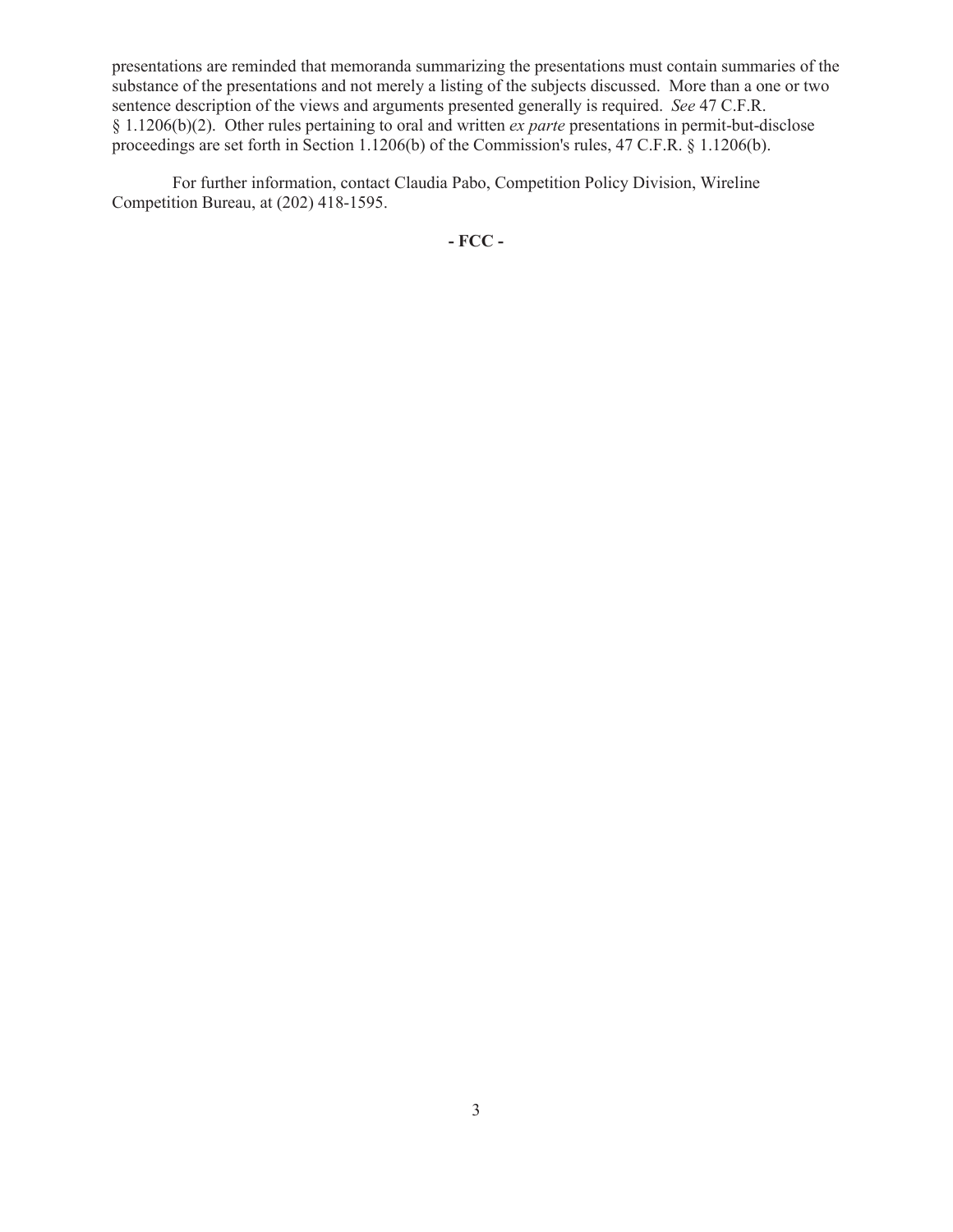presentations are reminded that memoranda summarizing the presentations must contain summaries of the substance of the presentations and not merely a listing of the subjects discussed. More than a one or two sentence description of the views and arguments presented generally is required. *See* 47 C.F.R. § 1.1206(b)(2). Other rules pertaining to oral and written *ex parte* presentations in permit-but-disclose proceedings are set forth in Section 1.1206(b) of the Commission's rules, 47 C.F.R. § 1.1206(b).

For further information, contact Claudia Pabo, Competition Policy Division, Wireline Competition Bureau, at (202) 418-1595.

**- FCC -**